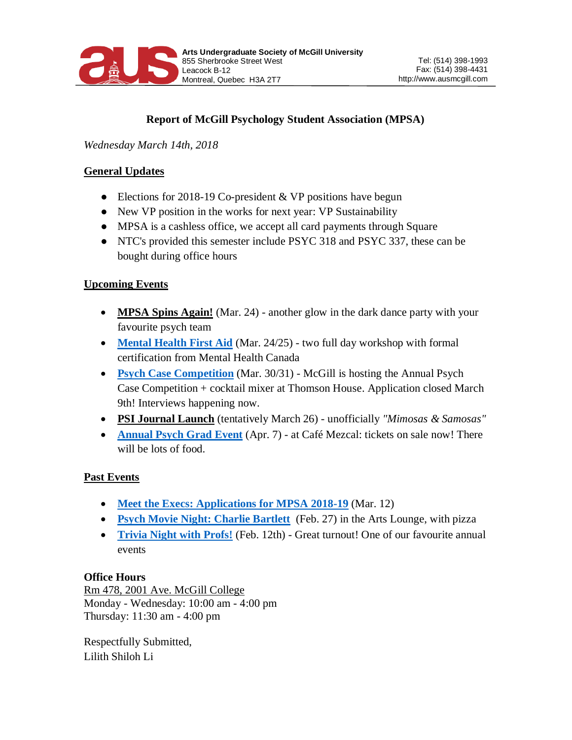Arts Undergraduate Society of McGill University
855 Sherbrooke Street West
Leacock B-12
Montreal, Quebec H3A 2T7

Tel: (514) 398-1993
Fax: (514) 398-4431
http://www.ausmcgill.com

# Report of McGill Psychology Student Association (MPSA)

*Wednesday March 14th, 2018*

## General Updates

- Elections for 2018-19 Co-president & VP positions have begun
- New VP position in the works for next year: VP Sustainability
- MPSA is a cashless office, we accept all card payments through Square
- NTC's provided this semester include PSYC 318 and PSYC 337, these can be bought during office hours

## Upcoming Events

- **MPSA Spins Again!** (Mar. 24) - another glow in the dark dance party with your favourite psych team
- **Mental Health First Aid** (Mar. 24/25) - two full day workshop with formal certification from Mental Health Canada
- **Psych Case Competition** (Mar. 30/31) - McGill is hosting the Annual Psych Case Competition + cocktail mixer at Thomson House. Application closed March 9th! Interviews happening now.
- **PSI Journal Launch** (tentatively March 26) - unofficially *"Mimosas & Samosas"*
- **Annual Psych Grad Event** (Apr. 7) - at Café Mezcal: tickets on sale now! There will be lots of food.

## Past Events

- **Meet the Execs: Applications for MPSA 2018-19** (Mar. 12)
- **Psych Movie Night: Charlie Bartlett** (Feb. 27) in the Arts Lounge, with pizza
- **Trivia Night with Profs!** (Feb. 12th) - Great turnout! One of our favourite annual events

**Office Hours**
Rm 478, 2001 Ave. McGill College
Monday - Wednesday: 10:00 am - 4:00 pm
Thursday: 11:30 am - 4:00 pm

Respectfully Submitted,
Lilith Shiloh Li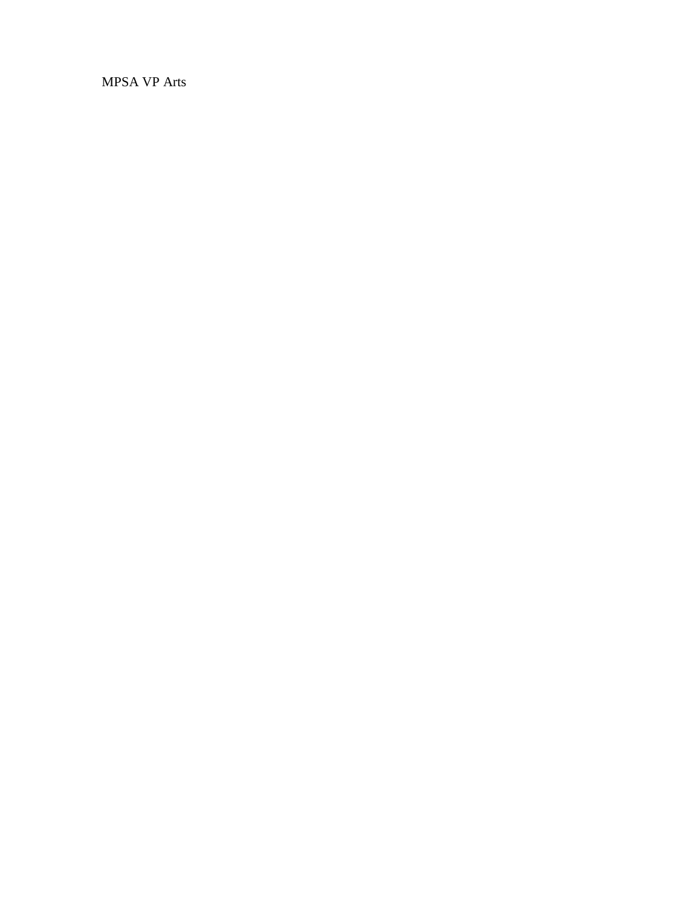MPSA VP Arts